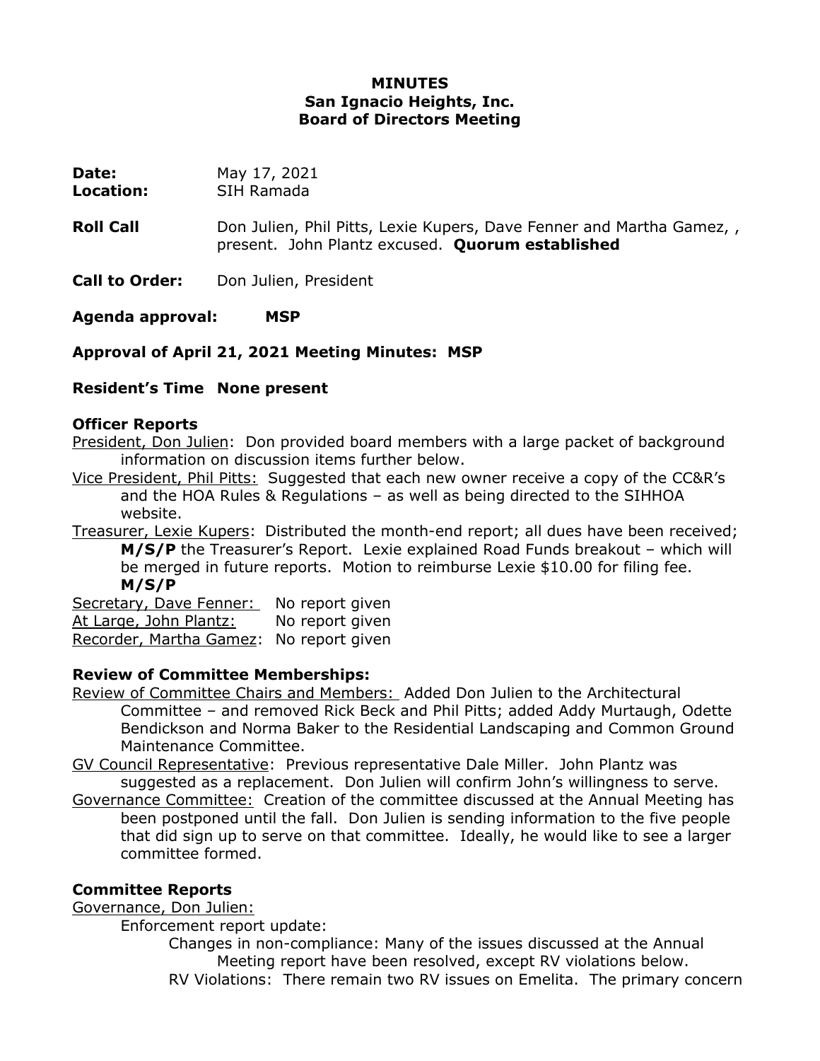# MINUTES
## San Ignacio Heights, Inc.
## Board of Directors Meeting

**Date:** May 17, 2021
**Location:** SIH Ramada

**Roll Call** Don Julien, Phil Pitts, Lexie Kupers, Dave Fenner and Martha Gamez, , present. John Plantz excused. **Quorum established**

**Call to Order:** Don Julien, President

**Agenda approval: MSP**

**Approval of April 21, 2021 Meeting Minutes: MSP**

**Resident's Time None present**

**Officer Reports**

President, Don Julien: Don provided board members with a large packet of background information on discussion items further below.

Vice President, Phil Pitts: Suggested that each new owner receive a copy of the CC&R's and the HOA Rules & Regulations – as well as being directed to the SIHHOA website.

Treasurer, Lexie Kupers: Distributed the month-end report; all dues have been received; **M/S/P** the Treasurer's Report. Lexie explained Road Funds breakout – which will be merged in future reports. Motion to reimburse Lexie $10.00 for filing fee. **M/S/P**

Secretary, Dave Fenner: No report given

At Large, John Plantz: No report given

Recorder, Martha Gamez: No report given

**Review of Committee Memberships:**

Review of Committee Chairs and Members: Added Don Julien to the Architectural Committee – and removed Rick Beck and Phil Pitts; added Addy Murtaugh, Odette Bendickson and Norma Baker to the Residential Landscaping and Common Ground Maintenance Committee.

GV Council Representative: Previous representative Dale Miller. John Plantz was suggested as a replacement. Don Julien will confirm John's willingness to serve.

Governance Committee: Creation of the committee discussed at the Annual Meeting has been postponed until the fall. Don Julien is sending information to the five people that did sign up to serve on that committee. Ideally, he would like to see a larger committee formed.

**Committee Reports**

Governance, Don Julien:

Enforcement report update:

Changes in non-compliance: Many of the issues discussed at the Annual Meeting report have been resolved, except RV violations below.

RV Violations: There remain two RV issues on Emelita. The primary concern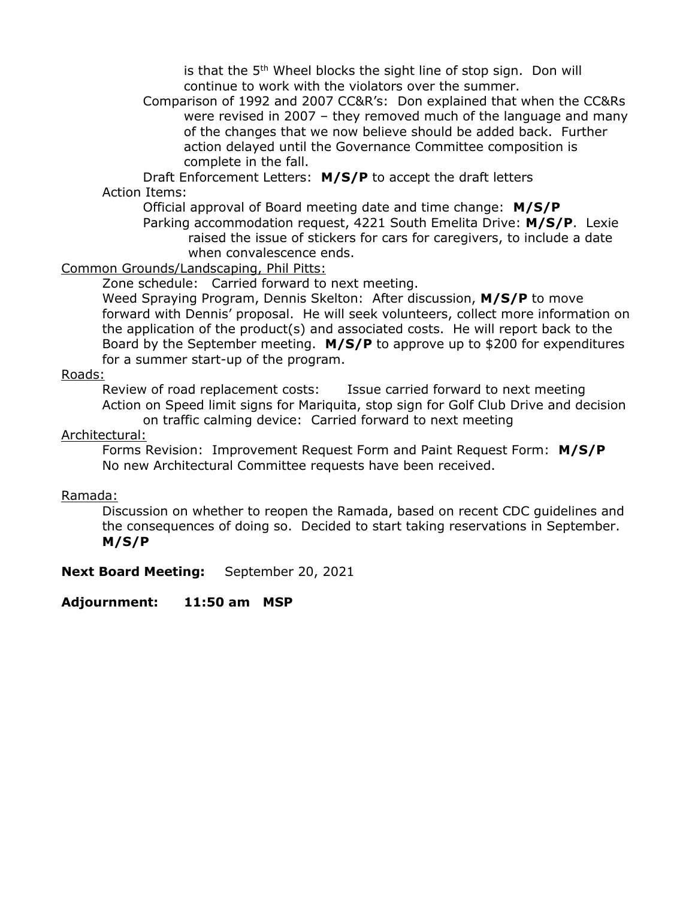is that the 5th Wheel blocks the sight line of stop sign. Don will continue to work with the violators over the summer.

Comparison of 1992 and 2007 CC&R's: Don explained that when the CC&Rs were revised in 2007 – they removed much of the language and many of the changes that we now believe should be added back. Further action delayed until the Governance Committee composition is complete in the fall.

Draft Enforcement Letters: **M/S/P** to accept the draft letters

Action Items:

Official approval of Board meeting date and time change: **M/S/P**

Parking accommodation request, 4221 South Emelita Drive: **M/S/P**. Lexie raised the issue of stickers for cars for caregivers, to include a date when convalescence ends.

<u>Common Grounds/Landscaping, Phil Pitts:</u>

Zone schedule: Carried forward to next meeting.

Weed Spraying Program, Dennis Skelton: After discussion, **M/S/P** to move forward with Dennis' proposal. He will seek volunteers, collect more information on the application of the product(s) and associated costs. He will report back to the Board by the September meeting. **M/S/P** to approve up to $200 for expenditures for a summer start-up of the program.

<u>Roads:</u>

Review of road replacement costs: Issue carried forward to next meeting

Action on Speed limit signs for Mariquita, stop sign for Golf Club Drive and decision on traffic calming device: Carried forward to next meeting

<u>Architectural:</u>

Forms Revision: Improvement Request Form and Paint Request Form: **M/S/P**

No new Architectural Committee requests have been received.

<u>Ramada:</u>

Discussion on whether to reopen the Ramada, based on recent CDC guidelines and the consequences of doing so. Decided to start taking reservations in September. **M/S/P**

**Next Board Meeting:** September 20, 2021

**Adjournment: 11:50 am MSP**